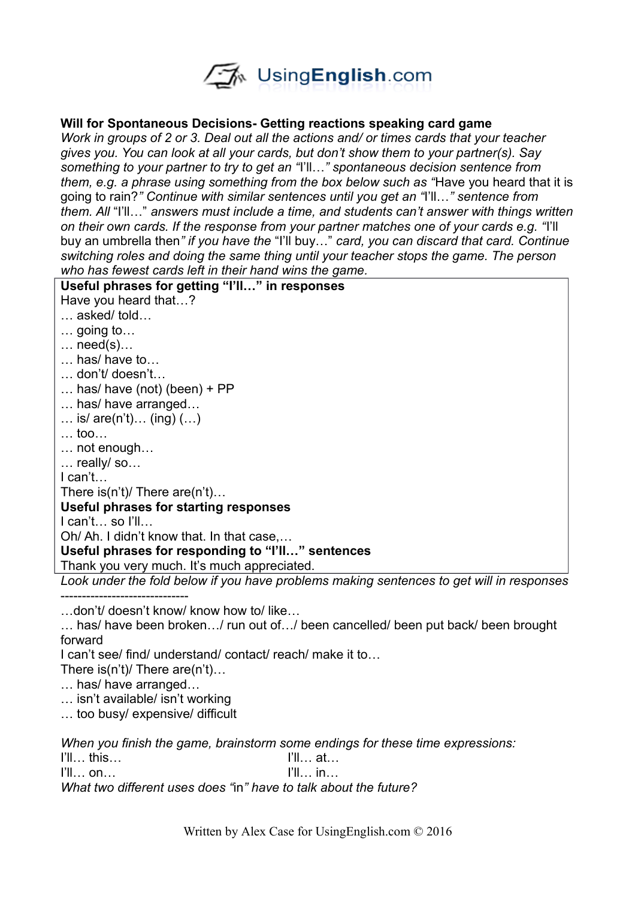UsingEnglish.com

**Will for Spontaneous Decisions- Getting reactions speaking card game**

*Work in groups of 2 or 3. Deal out all the actions and/ or times cards that your teacher gives you. You can look at all your cards, but don't show them to your partner(s). Say something to your partner to try to get an "*I'll…*" spontaneous decision sentence from them, e.g. a phrase using something from the box below such as "*Have you heard that it is going to rain?*" Continue with similar sentences until you get an "*I'll…*" sentence from them. All* "I'll…" *answers must include a time, and students can't answer with things written on their own cards. If the response from your partner matches one of your cards e.g. "*I'll buy an umbrella then*" if you have the* "I'll buy…" *card, you can discard that card. Continue switching roles and doing the same thing until your teacher stops the game. The person who has fewest cards left in their hand wins the game.*

**Useful phrases for getting "I'll…" in responses**

Have you heard that…?
… asked/ told…
… going to…
… need(s)…
… has/ have to…
… don't/ doesn't…
… has/ have (not) (been) + PP
… has/ have arranged…
… is/ are(n't)… (ing) (…)
… too…
… not enough…
… really/ so…
I can't…
There is(n't)/ There are(n't)…

**Useful phrases for starting responses**

I can't… so I'll…
Oh/ Ah. I didn't know that. In that case,…

**Useful phrases for responding to "I'll…" sentences**

Thank you very much. It's much appreciated.

*Look under the fold below if you have problems making sentences to get will in responses*

------------------------------

…don't/ doesn't know/ know how to/ like…
… has/ have been broken…/ run out of…/ been cancelled/ been put back/ been brought forward
I can't see/ find/ understand/ contact/ reach/ make it to…
There is(n't)/ There are(n't)…
… has/ have arranged…
… isn't available/ isn't working
… too busy/ expensive/ difficult

*When you finish the game, brainstorm some endings for these time expressions:*

I'll… this…
I'll… at…
I'll… on…
I'll… in…

*What two different uses does "*in*" have to talk about the future?*

Written by Alex Case for UsingEnglish.com © 2016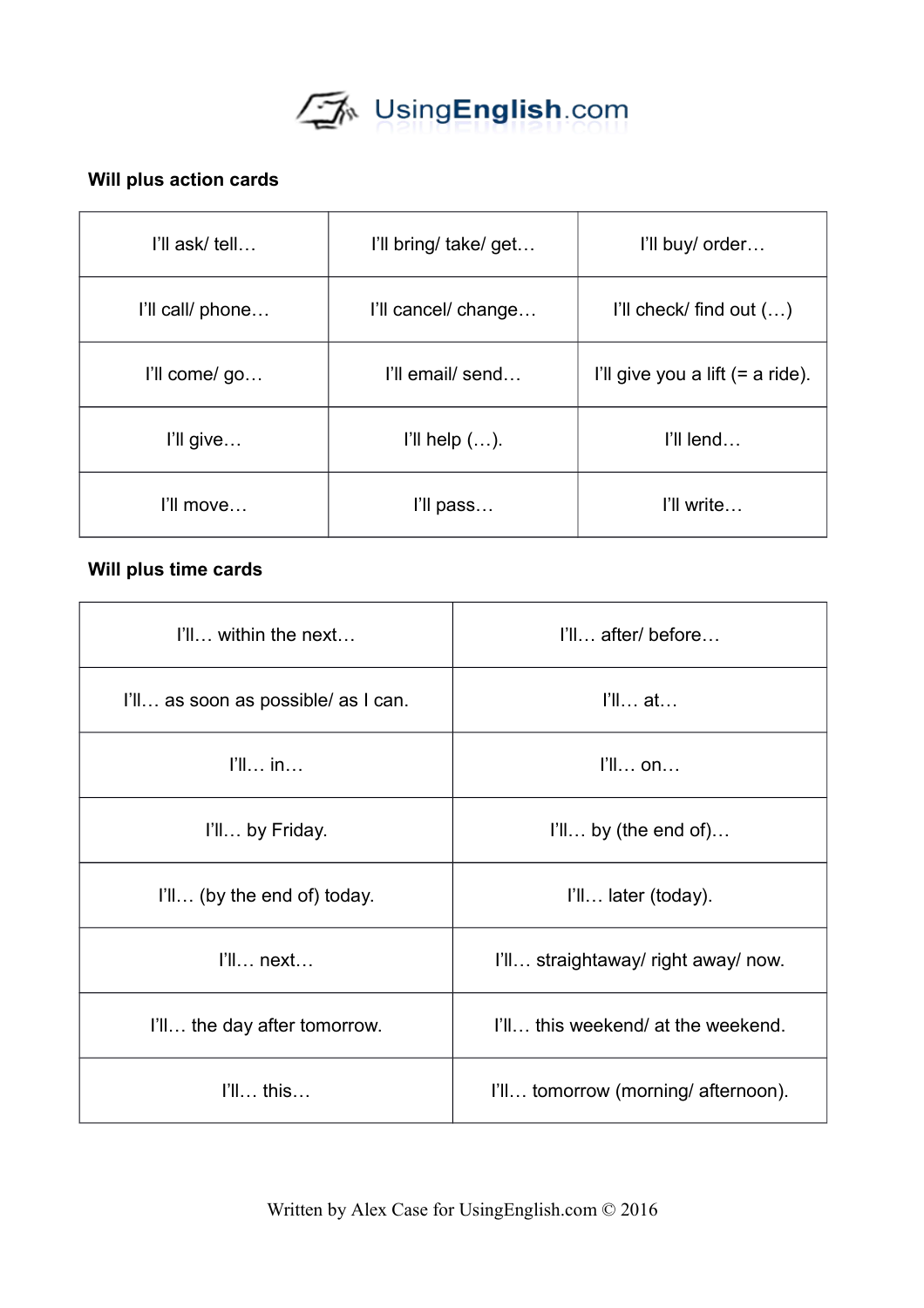UsingEnglish.com

### Will plus action cards

| | | |
|---|---|---|
| I'll ask/ tell… | I'll bring/ take/ get… | I'll buy/ order… |
| I'll call/ phone… | I'll cancel/ change… | I'll check/ find out (…) |
| I'll come/ go… | I'll email/ send… | I'll give you a lift (= a ride). |
| I'll give… | I'll help (…). | I'll lend… |
| I'll move… | I'll pass… | I'll write… |

### Will plus time cards

| | |
|---|---|
| I'll… within the next… | I'll… after/ before… |
| I'll… as soon as possible/ as I can. | I'll… at… |
| I'll… in… | I'll… on… |
| I'll… by Friday. | I'll… by (the end of)… |
| I'll… (by the end of) today. | I'll… later (today). |
| I'll… next… | I'll… straightaway/ right away/ now. |
| I'll… the day after tomorrow. | I'll… this weekend/ at the weekend. |
| I'll… this… | I'll… tomorrow (morning/ afternoon). |

Written by Alex Case for UsingEnglish.com © 2016